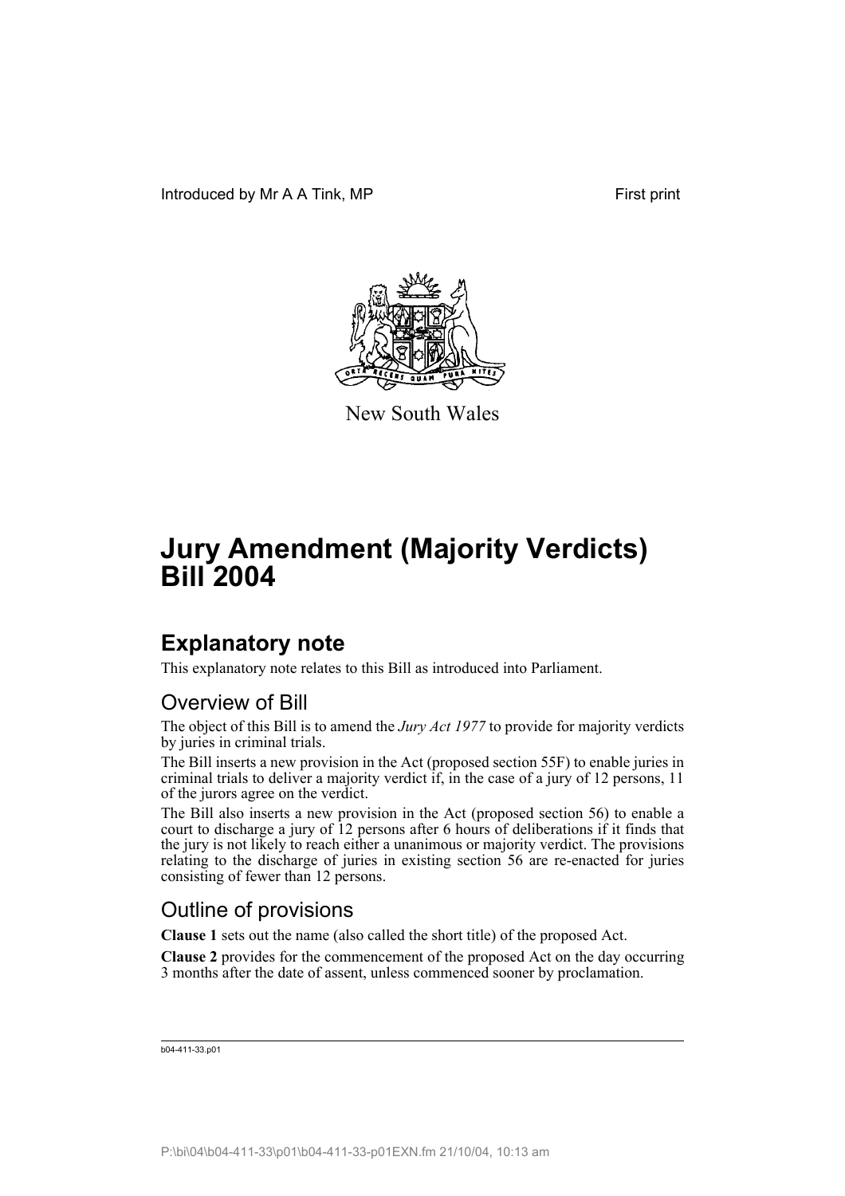Introduced by Mr A A Tink, MP First print

New South Wales

# Jury Amendment (Majority Verdicts) Bill 2004

## Explanatory note

This explanatory note relates to this Bill as introduced into Parliament.

### Overview of Bill

The object of this Bill is to amend the *Jury Act 1977* to provide for majority verdicts by juries in criminal trials.

The Bill inserts a new provision in the Act (proposed section 55F) to enable juries in criminal trials to deliver a majority verdict if, in the case of a jury of 12 persons, 11 of the jurors agree on the verdict.

The Bill also inserts a new provision in the Act (proposed section 56) to enable a court to discharge a jury of 12 persons after 6 hours of deliberations if it finds that the jury is not likely to reach either a unanimous or majority verdict. The provisions relating to the discharge of juries in existing section 56 are re-enacted for juries consisting of fewer than 12 persons.

### Outline of provisions

**Clause 1** sets out the name (also called the short title) of the proposed Act.

**Clause 2** provides for the commencement of the proposed Act on the day occurring 3 months after the date of assent, unless commenced sooner by proclamation.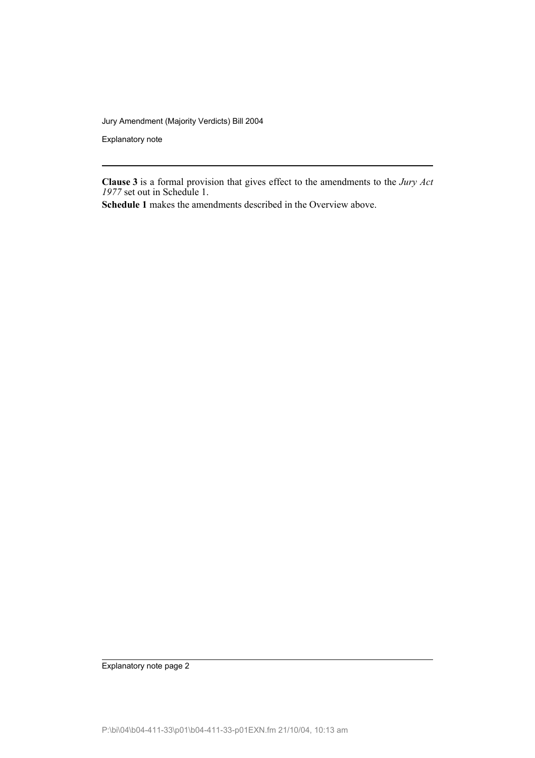**Clause 3** is a formal provision that gives effect to the amendments to the *Jury Act 1977* set out in Schedule 1.

**Schedule 1** makes the amendments described in the Overview above.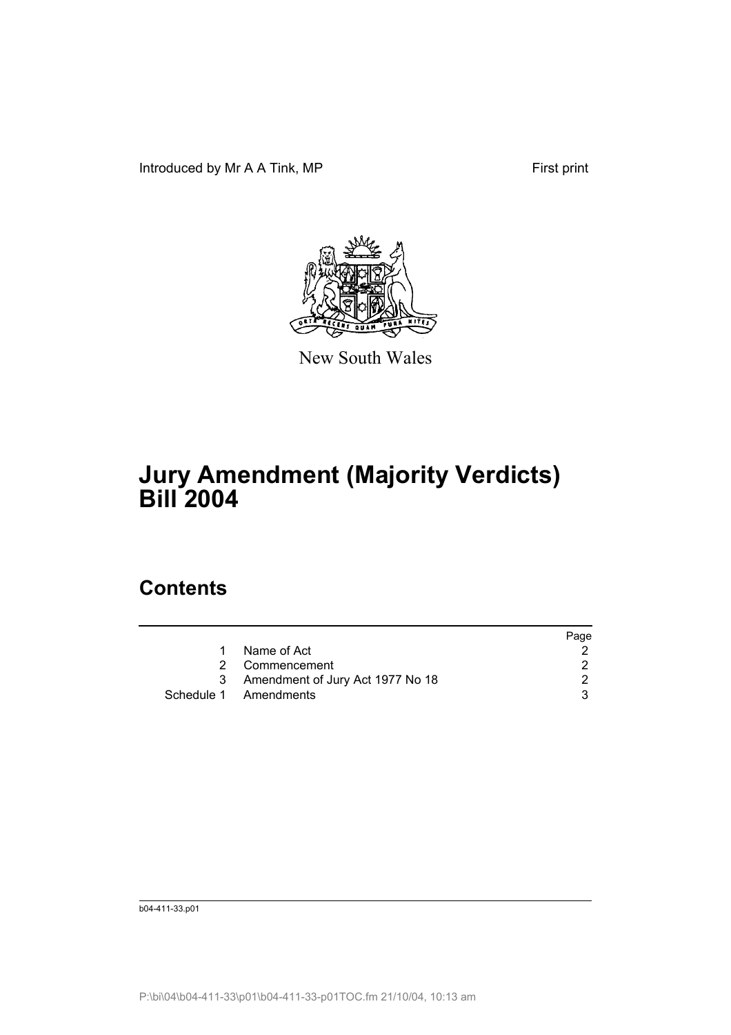Introduced by Mr A A Tink, MP

First print

New South Wales

# Jury Amendment (Majority Verdicts) Bill 2004

## Contents

| | | Page |
|---|---|---|
| 1 | Name of Act | 2 |
| 2 | Commencement | 2 |
| 3 | Amendment of Jury Act 1977 No 18 | 2 |
| Schedule 1 | Amendments | 3 |

b04-411-33.p01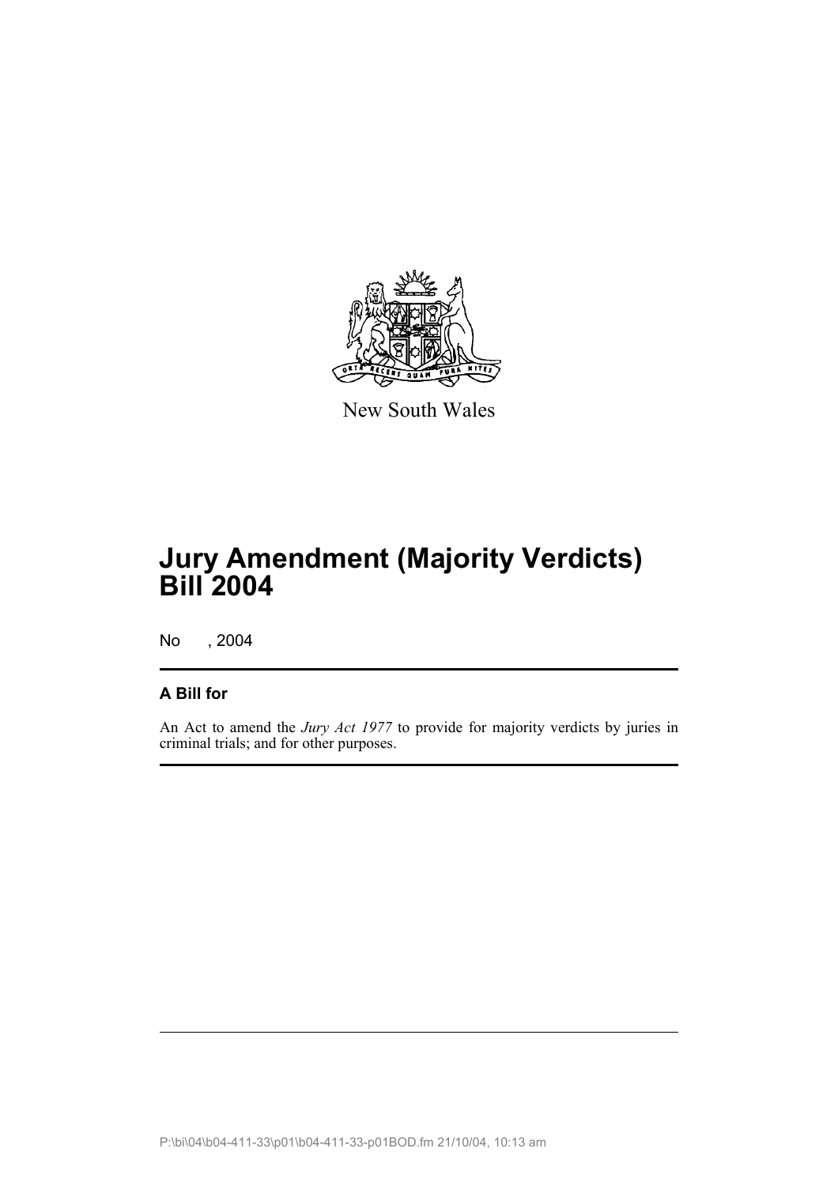New South Wales

# Jury Amendment (Majority Verdicts) Bill 2004

No , 2004

### A Bill for

An Act to amend the *Jury Act 1977* to provide for majority verdicts by juries in criminal trials; and for other purposes.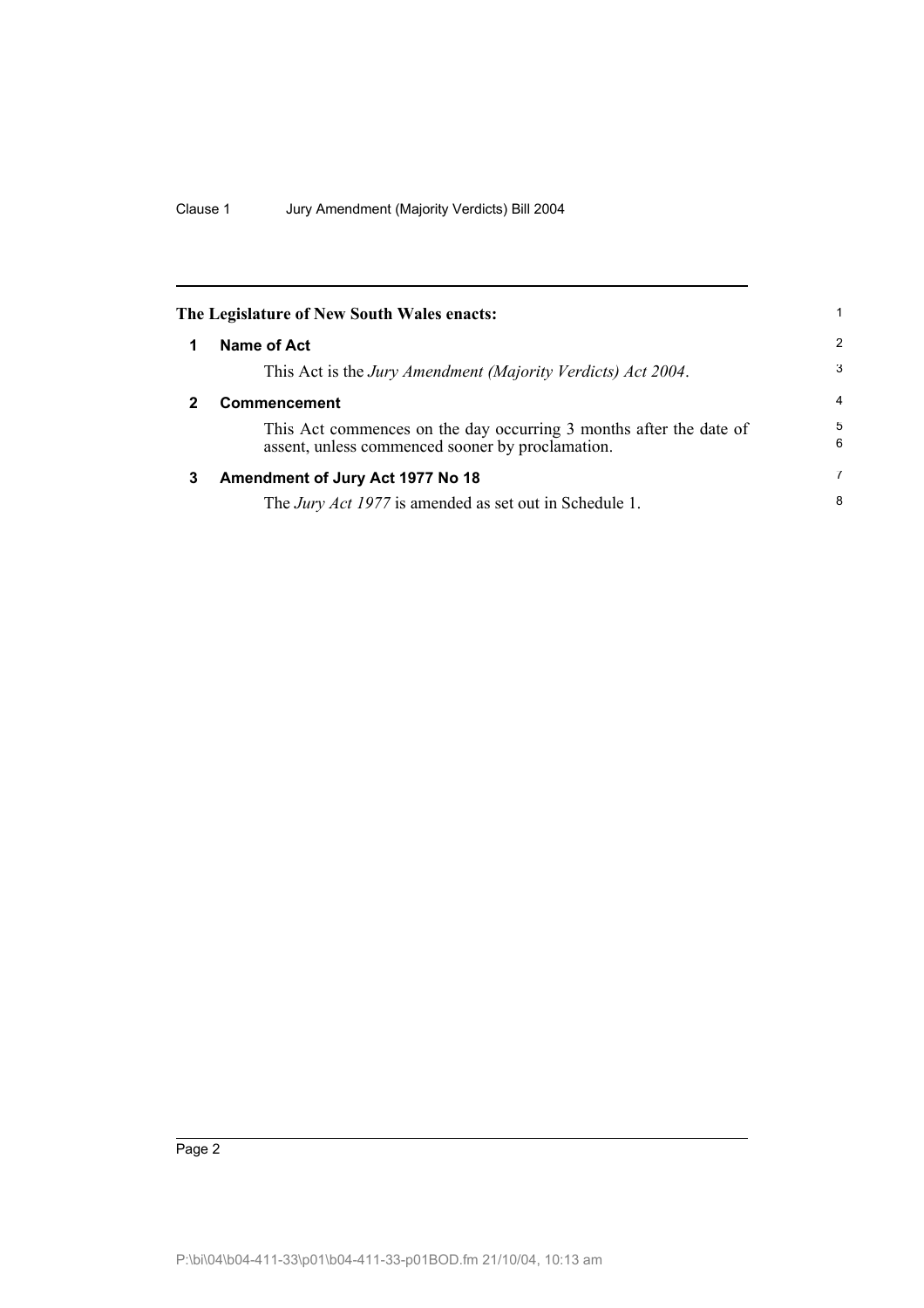**The Legislature of New South Wales enacts:**

## 1 Name of Act

This Act is the *Jury Amendment (Majority Verdicts) Act 2004*.

## 2 Commencement

This Act commences on the day occurring 3 months after the date of assent, unless commenced sooner by proclamation.

## 3 Amendment of Jury Act 1977 No 18

The *Jury Act 1977* is amended as set out in Schedule 1.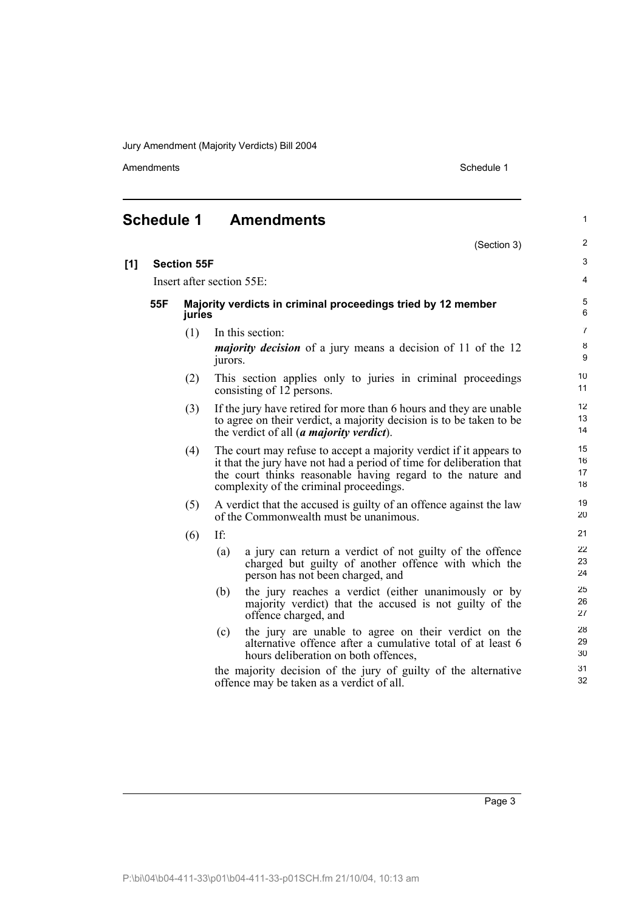## Schedule 1 Amendments

(Section 3)

**[1] Section 55F**

Insert after section 55E:

### 55F Majority verdicts in criminal proceedings tried by 12 member juries

(1) In this section:

***majority decision*** of a jury means a decision of 11 of the 12 jurors.

(2) This section applies only to juries in criminal proceedings consisting of 12 persons.

(3) If the jury have retired for more than 6 hours and they are unable to agree on their verdict, a majority decision is to be taken to be the verdict of all (***a majority verdict***).

(4) The court may refuse to accept a majority verdict if it appears to it that the jury have not had a period of time for deliberation that the court thinks reasonable having regard to the nature and complexity of the criminal proceedings.

(5) A verdict that the accused is guilty of an offence against the law of the Commonwealth must be unanimous.

(6) If:

(a) a jury can return a verdict of not guilty of the offence charged but guilty of another offence with which the person has not been charged, and

(b) the jury reaches a verdict (either unanimously or by majority verdict) that the accused is not guilty of the offence charged, and

(c) the jury are unable to agree on their verdict on the alternative offence after a cumulative total of at least 6 hours deliberation on both offences,

the majority decision of the jury of guilty of the alternative offence may be taken as a verdict of all.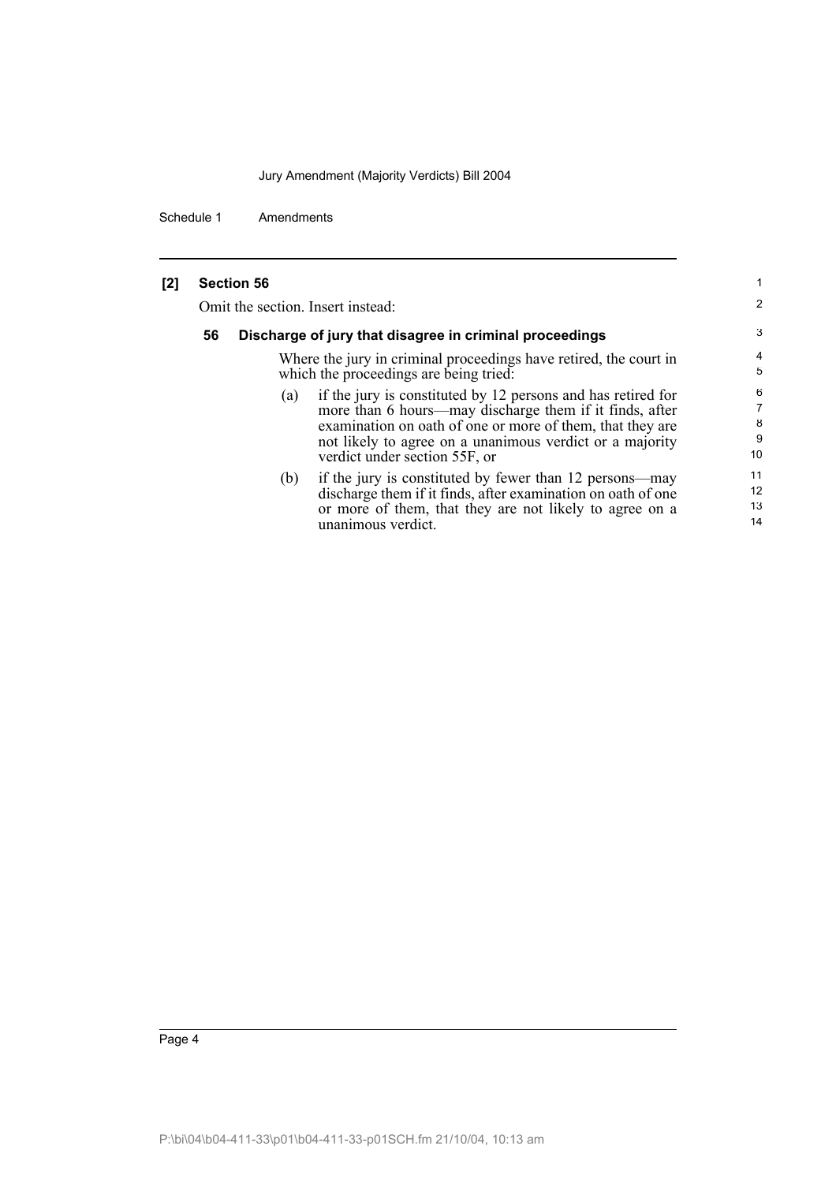**[2] Section 56**

Omit the section. Insert instead:

**56 Discharge of jury that disagree in criminal proceedings**

Where the jury in criminal proceedings have retired, the court in which the proceedings are being tried:

(a) if the jury is constituted by 12 persons and has retired for more than 6 hours—may discharge them if it finds, after examination on oath of one or more of them, that they are not likely to agree on a unanimous verdict or a majority verdict under section 55F, or

(b) if the jury is constituted by fewer than 12 persons—may discharge them if it finds, after examination on oath of one or more of them, that they are not likely to agree on a unanimous verdict.